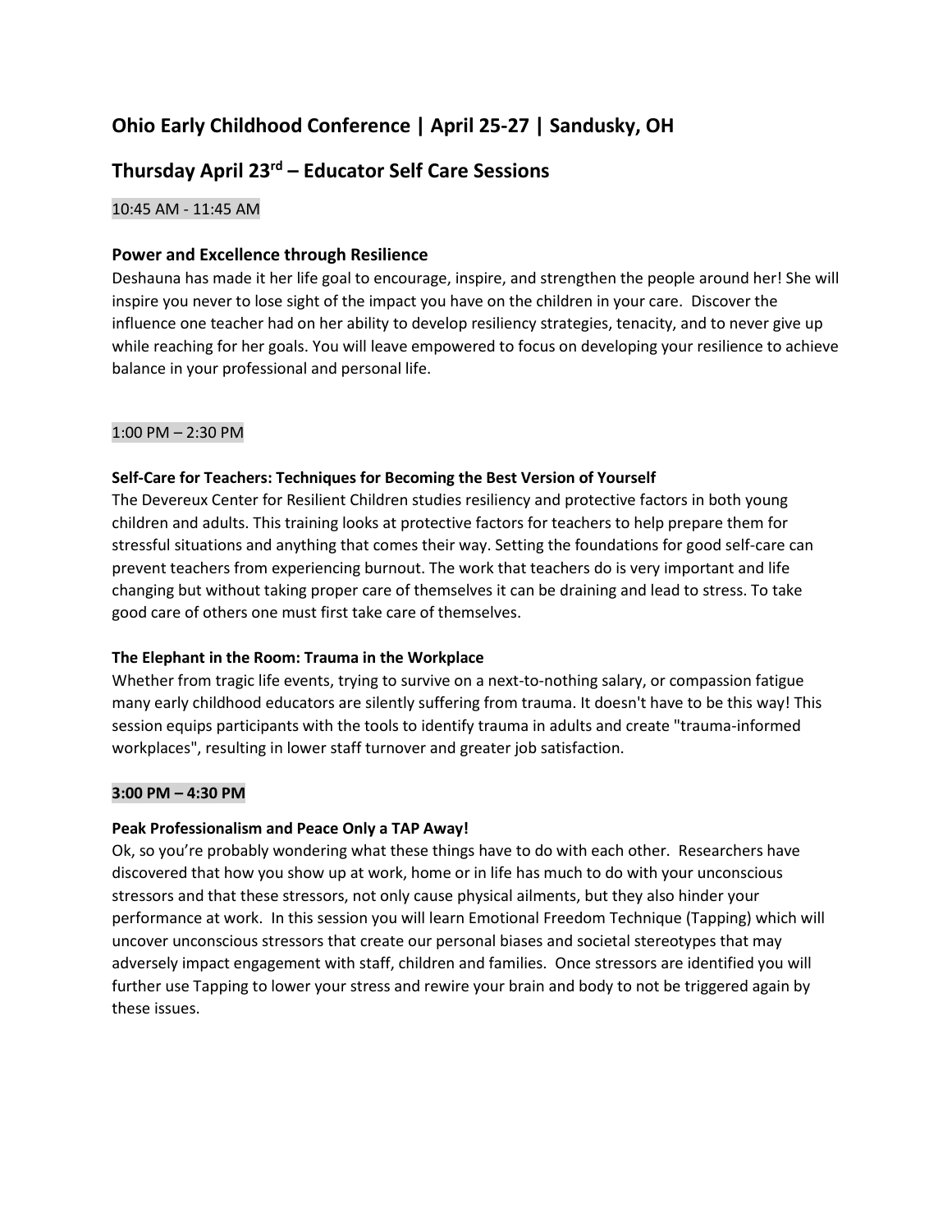# Ohio Early Childhood Conference | April 25-27 | Sandusky, OH

## Thursday April 23rd – Educator Self Care Sessions

10:45 AM - 11:45 AM

### Power and Excellence through Resilience

Deshauna has made it her life goal to encourage, inspire, and strengthen the people around her! She will inspire you never to lose sight of the impact you have on the children in your care. Discover the influence one teacher had on her ability to develop resiliency strategies, tenacity, and to never give up while reaching for her goals. You will leave empowered to focus on developing your resilience to achieve balance in your professional and personal life.

1:00 PM – 2:30 PM

**Self-Care for Teachers: Techniques for Becoming the Best Version of Yourself**

The Devereux Center for Resilient Children studies resiliency and protective factors in both young children and adults. This training looks at protective factors for teachers to help prepare them for stressful situations and anything that comes their way. Setting the foundations for good self-care can prevent teachers from experiencing burnout. The work that teachers do is very important and life changing but without taking proper care of themselves it can be draining and lead to stress. To take good care of others one must first take care of themselves.

**The Elephant in the Room: Trauma in the Workplace**

Whether from tragic life events, trying to survive on a next-to-nothing salary, or compassion fatigue many early childhood educators are silently suffering from trauma. It doesn't have to be this way! This session equips participants with the tools to identify trauma in adults and create "trauma-informed workplaces", resulting in lower staff turnover and greater job satisfaction.

**3:00 PM – 4:30 PM**

**Peak Professionalism and Peace Only a TAP Away!**

Ok, so you're probably wondering what these things have to do with each other. Researchers have discovered that how you show up at work, home or in life has much to do with your unconscious stressors and that these stressors, not only cause physical ailments, but they also hinder your performance at work. In this session you will learn Emotional Freedom Technique (Tapping) which will uncover unconscious stressors that create our personal biases and societal stereotypes that may adversely impact engagement with staff, children and families. Once stressors are identified you will further use Tapping to lower your stress and rewire your brain and body to not be triggered again by these issues.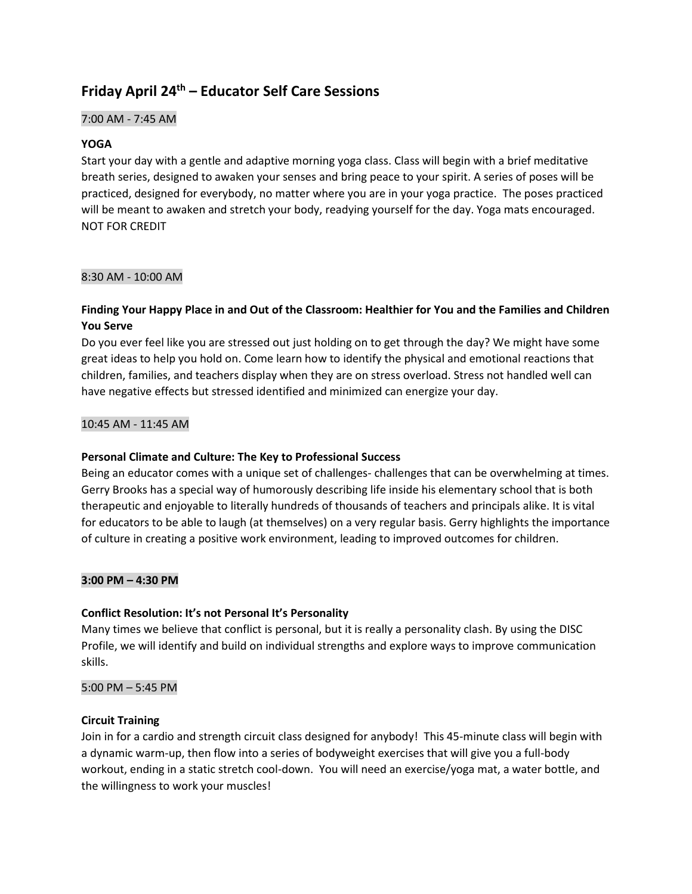## Friday April 24th – Educator Self Care Sessions

7:00 AM - 7:45 AM

**YOGA**

Start your day with a gentle and adaptive morning yoga class. Class will begin with a brief meditative breath series, designed to awaken your senses and bring peace to your spirit. A series of poses will be practiced, designed for everybody, no matter where you are in your yoga practice. The poses practiced will be meant to awaken and stretch your body, readying yourself for the day. Yoga mats encouraged. NOT FOR CREDIT

8:30 AM - 10:00 AM

**Finding Your Happy Place in and Out of the Classroom: Healthier for You and the Families and Children You Serve**

Do you ever feel like you are stressed out just holding on to get through the day? We might have some great ideas to help you hold on. Come learn how to identify the physical and emotional reactions that children, families, and teachers display when they are on stress overload. Stress not handled well can have negative effects but stressed identified and minimized can energize your day.

10:45 AM - 11:45 AM

**Personal Climate and Culture: The Key to Professional Success**

Being an educator comes with a unique set of challenges- challenges that can be overwhelming at times. Gerry Brooks has a special way of humorously describing life inside his elementary school that is both therapeutic and enjoyable to literally hundreds of thousands of teachers and principals alike. It is vital for educators to be able to laugh (at themselves) on a very regular basis. Gerry highlights the importance of culture in creating a positive work environment, leading to improved outcomes for children.

**3:00 PM – 4:30 PM**

**Conflict Resolution: It's not Personal It's Personality**

Many times we believe that conflict is personal, but it is really a personality clash. By using the DISC Profile, we will identify and build on individual strengths and explore ways to improve communication skills.

5:00 PM – 5:45 PM

**Circuit Training**

Join in for a cardio and strength circuit class designed for anybody! This 45-minute class will begin with a dynamic warm-up, then flow into a series of bodyweight exercises that will give you a full-body workout, ending in a static stretch cool-down. You will need an exercise/yoga mat, a water bottle, and the willingness to work your muscles!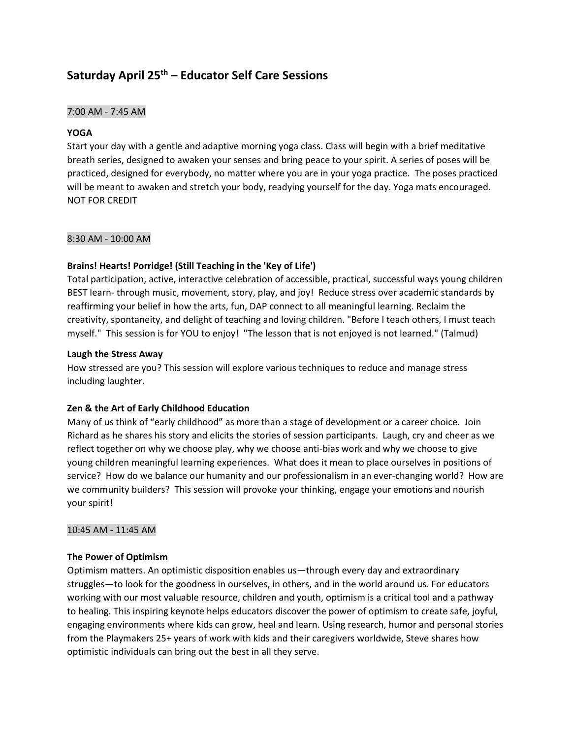## Saturday April 25th – Educator Self Care Sessions

7:00 AM - 7:45 AM

**YOGA**

Start your day with a gentle and adaptive morning yoga class. Class will begin with a brief meditative breath series, designed to awaken your senses and bring peace to your spirit. A series of poses will be practiced, designed for everybody, no matter where you are in your yoga practice. The poses practiced will be meant to awaken and stretch your body, readying yourself for the day. Yoga mats encouraged. NOT FOR CREDIT

8:30 AM - 10:00 AM

**Brains! Hearts! Porridge! (Still Teaching in the 'Key of Life')**

Total participation, active, interactive celebration of accessible, practical, successful ways young children BEST learn- through music, movement, story, play, and joy! Reduce stress over academic standards by reaffirming your belief in how the arts, fun, DAP connect to all meaningful learning. Reclaim the creativity, spontaneity, and delight of teaching and loving children. "Before I teach others, I must teach myself." This session is for YOU to enjoy! "The lesson that is not enjoyed is not learned." (Talmud)

**Laugh the Stress Away**

How stressed are you? This session will explore various techniques to reduce and manage stress including laughter.

**Zen & the Art of Early Childhood Education**

Many of us think of "early childhood" as more than a stage of development or a career choice. Join Richard as he shares his story and elicits the stories of session participants. Laugh, cry and cheer as we reflect together on why we choose play, why we choose anti-bias work and why we choose to give young children meaningful learning experiences. What does it mean to place ourselves in positions of service? How do we balance our humanity and our professionalism in an ever-changing world? How are we community builders? This session will provoke your thinking, engage your emotions and nourish your spirit!

10:45 AM - 11:45 AM

**The Power of Optimism**

Optimism matters. An optimistic disposition enables us—through every day and extraordinary struggles—to look for the goodness in ourselves, in others, and in the world around us. For educators working with our most valuable resource, children and youth, optimism is a critical tool and a pathway to healing. This inspiring keynote helps educators discover the power of optimism to create safe, joyful, engaging environments where kids can grow, heal and learn. Using research, humor and personal stories from the Playmakers 25+ years of work with kids and their caregivers worldwide, Steve shares how optimistic individuals can bring out the best in all they serve.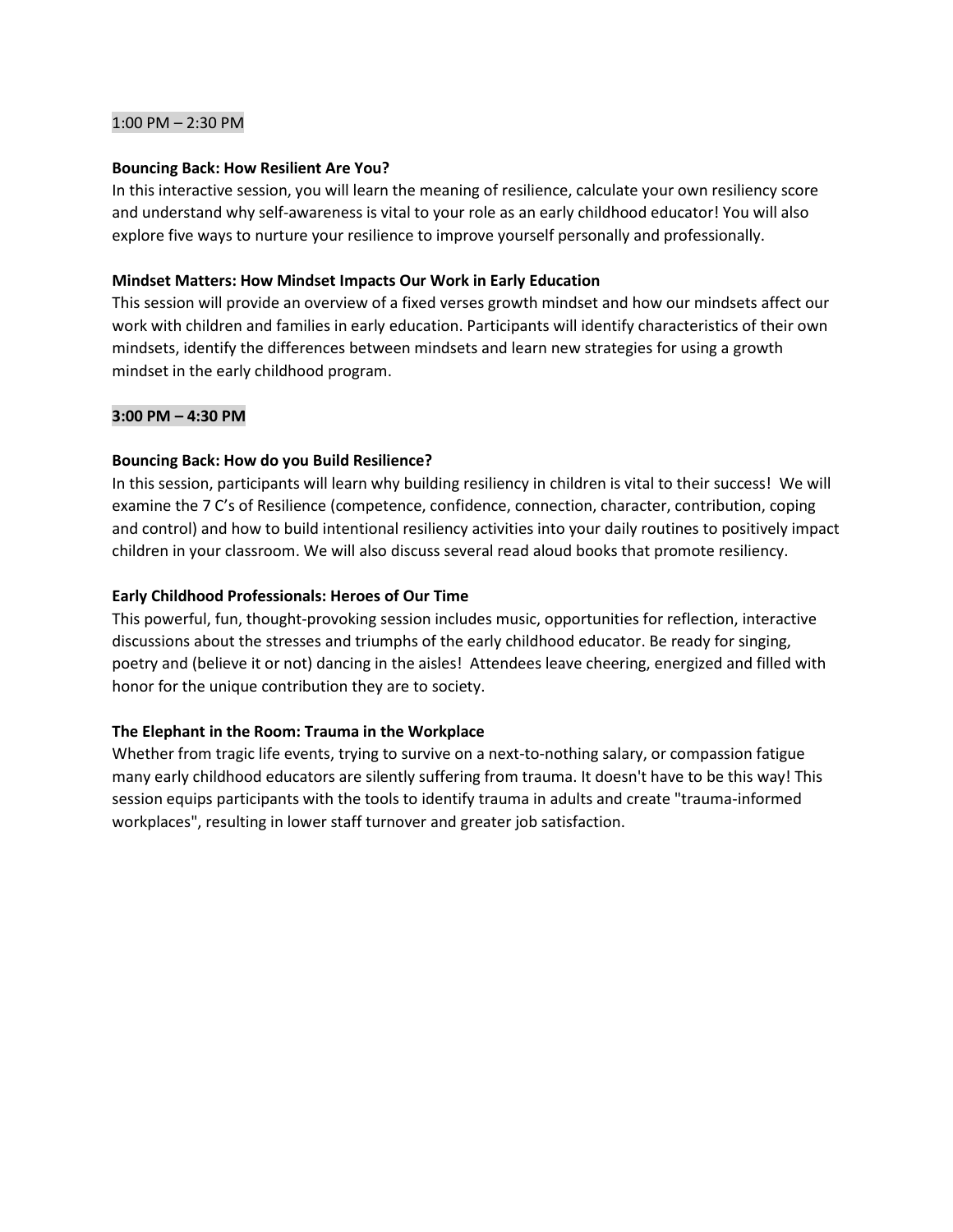1:00 PM – 2:30 PM

**Bouncing Back: How Resilient Are You?**

In this interactive session, you will learn the meaning of resilience, calculate your own resiliency score and understand why self-awareness is vital to your role as an early childhood educator! You will also explore five ways to nurture your resilience to improve yourself personally and professionally.

**Mindset Matters: How Mindset Impacts Our Work in Early Education**

This session will provide an overview of a fixed verses growth mindset and how our mindsets affect our work with children and families in early education. Participants will identify characteristics of their own mindsets, identify the differences between mindsets and learn new strategies for using a growth mindset in the early childhood program.

**3:00 PM – 4:30 PM**

**Bouncing Back: How do you Build Resilience?**

In this session, participants will learn why building resiliency in children is vital to their success! We will examine the 7 C's of Resilience (competence, confidence, connection, character, contribution, coping and control) and how to build intentional resiliency activities into your daily routines to positively impact children in your classroom. We will also discuss several read aloud books that promote resiliency.

**Early Childhood Professionals: Heroes of Our Time**

This powerful, fun, thought-provoking session includes music, opportunities for reflection, interactive discussions about the stresses and triumphs of the early childhood educator. Be ready for singing, poetry and (believe it or not) dancing in the aisles! Attendees leave cheering, energized and filled with honor for the unique contribution they are to society.

**The Elephant in the Room: Trauma in the Workplace**

Whether from tragic life events, trying to survive on a next-to-nothing salary, or compassion fatigue many early childhood educators are silently suffering from trauma. It doesn't have to be this way! This session equips participants with the tools to identify trauma in adults and create "trauma-informed workplaces", resulting in lower staff turnover and greater job satisfaction.